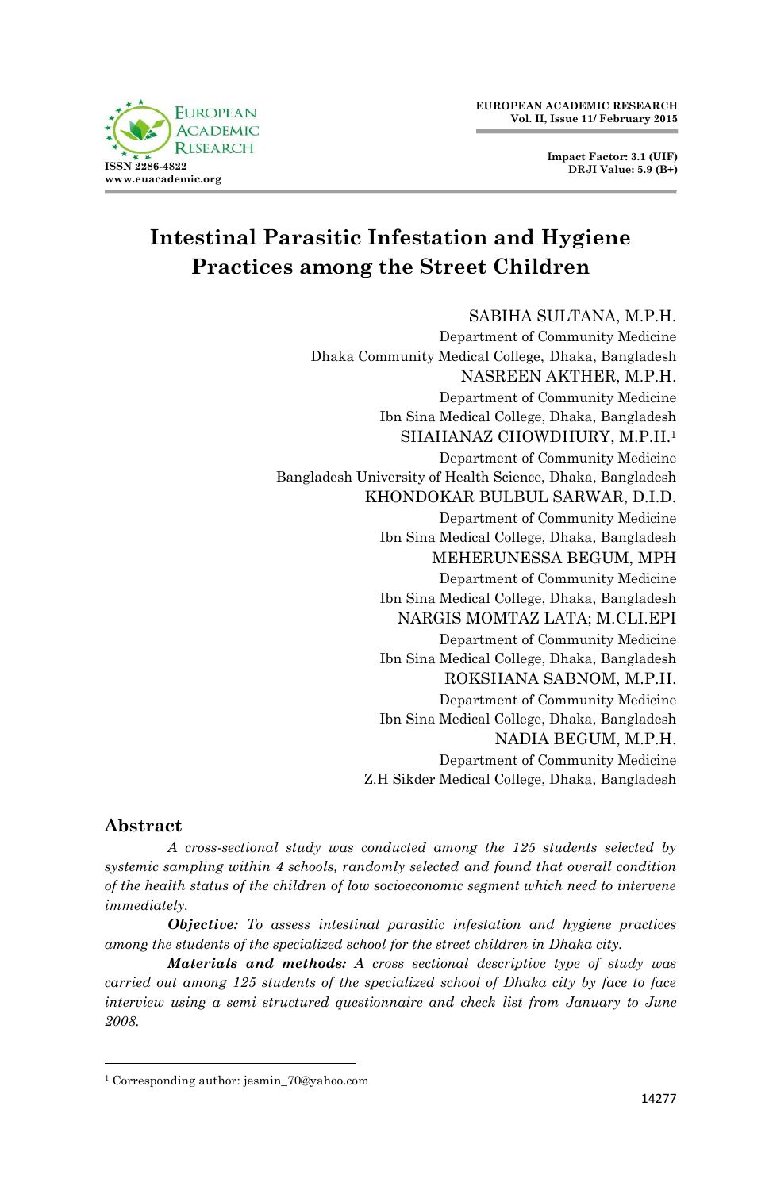# Intestinal Parasitic Infestation and Hygiene Practices among the Street Children

SABIHA SULTANA, M.P.H.
Department of Community Medicine
Dhaka Community Medical College, Dhaka, Bangladesh

NASREEN AKTHER, M.P.H.
Department of Community Medicine
Ibn Sina Medical College, Dhaka, Bangladesh

SHAHANAZ CHOWDHURY, M.P.H.[1]
Department of Community Medicine
Bangladesh University of Health Science, Dhaka, Bangladesh

KHONDOKAR BULBUL SARWAR, D.I.D.
Department of Community Medicine
Ibn Sina Medical College, Dhaka, Bangladesh

MEHERUNESSA BEGUM, MPH
Department of Community Medicine
Ibn Sina Medical College, Dhaka, Bangladesh

NARGIS MOMTAZ LATA; M.CLI.EPI
Department of Community Medicine
Ibn Sina Medical College, Dhaka, Bangladesh

ROKSHANA SABNOM, M.P.H.
Department of Community Medicine
Ibn Sina Medical College, Dhaka, Bangladesh

NADIA BEGUM, M.P.H.
Department of Community Medicine
Z.H Sikder Medical College, Dhaka, Bangladesh

## Abstract

*A cross-sectional study was conducted among the 125 students selected by systemic sampling within 4 schools, randomly selected and found that overall condition of the health status of the children of low socioeconomic segment which need to intervene immediately.*

***Objective:*** *To assess intestinal parasitic infestation and hygiene practices among the students of the specialized school for the street children in Dhaka city.*

***Materials and methods:*** *A cross sectional descriptive type of study was carried out among 125 students of the specialized school of Dhaka city by face to face interview using a semi structured questionnaire and check list from January to June 2008.*

---

[1] Corresponding author: jesmin_70@yahoo.com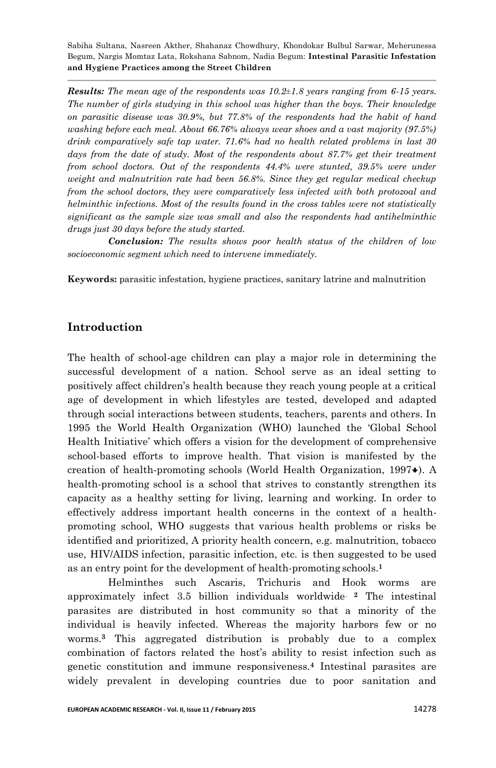***Results:*** *The mean age of the respondents was 10.2±1.8 years ranging from 6-15 years. The number of girls studying in this school was higher than the boys. Their knowledge on parasitic disease was 30.9%, but 77.8% of the respondents had the habit of hand washing before each meal. About 66.76% always wear shoes and a vast majority (97.5%) drink comparatively safe tap water. 71.6% had no health related problems in last 30 days from the date of study. Most of the respondents about 87.7% get their treatment from school doctors. Out of the respondents 44.4% were stunted, 39.5% were under weight and malnutrition rate had been 56.8%. Since they get regular medical checkup from the school doctors, they were comparatively less infected with both protozoal and helminthic infections. Most of the results found in the cross tables were not statistically significant as the sample size was small and also the respondents had antihelminthic drugs just 30 days before the study started.*

***Conclusion:*** *The results shows poor health status of the children of low socioeconomic segment which need to intervene immediately.*

**Keywords:** parasitic infestation, hygiene practices, sanitary latrine and malnutrition

## Introduction

The health of school-age children can play a major role in determining the successful development of a nation. School serve as an ideal setting to positively affect children's health because they reach young people at a critical age of development in which lifestyles are tested, developed and adapted through social interactions between students, teachers, parents and others. In 1995 the World Health Organization (WHO) launched the 'Global School Health Initiative' which offers a vision for the development of comprehensive school-based efforts to improve health. That vision is manifested by the creation of health-promoting schools (World Health Organization, 1997♣). A health-promoting school is a school that strives to constantly strengthen its capacity as a healthy setting for living, learning and working. In order to effectively address important health concerns in the context of a health-promoting school, WHO suggests that various health problems or risks be identified and prioritized, A priority health concern, e.g. malnutrition, tobacco use, HIV/AIDS infection, parasitic infection, etc. is then suggested to be used as an entry point for the development of health-promoting schools.[1]

Helminthes such Ascaris, Trichuris and Hook worms are approximately infect 3.5 billion individuals worldwide.[2] The intestinal parasites are distributed in host community so that a minority of the individual is heavily infected. Whereas the majority harbors few or no worms.[3] This aggregated distribution is probably due to a complex combination of factors related the host's ability to resist infection such as genetic constitution and immune responsiveness.[4] Intestinal parasites are widely prevalent in developing countries due to poor sanitation and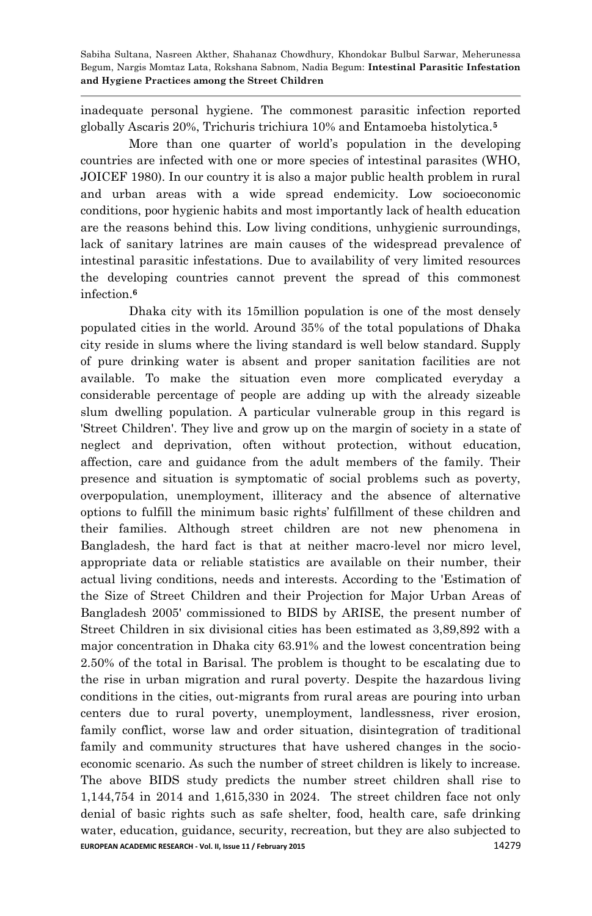inadequate personal hygiene. The commonest parasitic infection reported globally Ascaris 20%, Trichuris trichiura 10% and Entamoeba histolytica.[5]

More than one quarter of world's population in the developing countries are infected with one or more species of intestinal parasites (WHO, JOICEF 1980). In our country it is also a major public health problem in rural and urban areas with a wide spread endemicity. Low socioeconomic conditions, poor hygienic habits and most importantly lack of health education are the reasons behind this. Low living conditions, unhygienic surroundings, lack of sanitary latrines are main causes of the widespread prevalence of intestinal parasitic infestations. Due to availability of very limited resources the developing countries cannot prevent the spread of this commonest infection.[6]

Dhaka city with its 15million population is one of the most densely populated cities in the world. Around 35% of the total populations of Dhaka city reside in slums where the living standard is well below standard. Supply of pure drinking water is absent and proper sanitation facilities are not available. To make the situation even more complicated everyday a considerable percentage of people are adding up with the already sizeable slum dwelling population. A particular vulnerable group in this regard is 'Street Children'. They live and grow up on the margin of society in a state of neglect and deprivation, often without protection, without education, affection, care and guidance from the adult members of the family. Their presence and situation is symptomatic of social problems such as poverty, overpopulation, unemployment, illiteracy and the absence of alternative options to fulfill the minimum basic rights' fulfillment of these children and their families. Although street children are not new phenomena in Bangladesh, the hard fact is that at neither macro-level nor micro level, appropriate data or reliable statistics are available on their number, their actual living conditions, needs and interests. According to the 'Estimation of the Size of Street Children and their Projection for Major Urban Areas of Bangladesh 2005' commissioned to BIDS by ARISE, the present number of Street Children in six divisional cities has been estimated as 3,89,892 with a major concentration in Dhaka city 63.91% and the lowest concentration being 2.50% of the total in Barisal. The problem is thought to be escalating due to the rise in urban migration and rural poverty. Despite the hazardous living conditions in the cities, out-migrants from rural areas are pouring into urban centers due to rural poverty, unemployment, landlessness, river erosion, family conflict, worse law and order situation, disintegration of traditional family and community structures that have ushered changes in the socio-economic scenario. As such the number of street children is likely to increase. The above BIDS study predicts the number street children shall rise to 1,144,754 in 2014 and 1,615,330 in 2024. The street children face not only denial of basic rights such as safe shelter, food, health care, safe drinking water, education, guidance, security, recreation, but they are also subjected to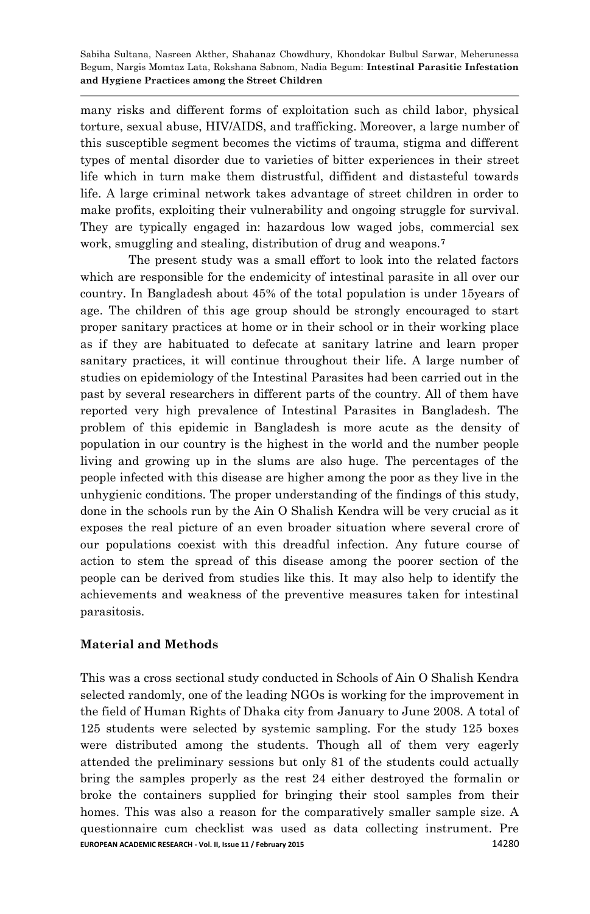many risks and different forms of exploitation such as child labor, physical torture, sexual abuse, HIV/AIDS, and trafficking. Moreover, a large number of this susceptible segment becomes the victims of trauma, stigma and different types of mental disorder due to varieties of bitter experiences in their street life which in turn make them distrustful, diffident and distasteful towards life. A large criminal network takes advantage of street children in order to make profits, exploiting their vulnerability and ongoing struggle for survival. They are typically engaged in: hazardous low waged jobs, commercial sex work, smuggling and stealing, distribution of drug and weapons.[7]

The present study was a small effort to look into the related factors which are responsible for the endemicity of intestinal parasite in all over our country. In Bangladesh about 45% of the total population is under 15years of age. The children of this age group should be strongly encouraged to start proper sanitary practices at home or in their school or in their working place as if they are habituated to defecate at sanitary latrine and learn proper sanitary practices, it will continue throughout their life. A large number of studies on epidemiology of the Intestinal Parasites had been carried out in the past by several researchers in different parts of the country. All of them have reported very high prevalence of Intestinal Parasites in Bangladesh. The problem of this epidemic in Bangladesh is more acute as the density of population in our country is the highest in the world and the number people living and growing up in the slums are also huge. The percentages of the people infected with this disease are higher among the poor as they live in the unhygienic conditions. The proper understanding of the findings of this study, done in the schools run by the Ain O Shalish Kendra will be very crucial as it exposes the real picture of an even broader situation where several crore of our populations coexist with this dreadful infection. Any future course of action to stem the spread of this disease among the poorer section of the people can be derived from studies like this. It may also help to identify the achievements and weakness of the preventive measures taken for intestinal parasitosis.

## Material and Methods

This was a cross sectional study conducted in Schools of Ain O Shalish Kendra selected randomly, one of the leading NGOs is working for the improvement in the field of Human Rights of Dhaka city from January to June 2008. A total of 125 students were selected by systemic sampling. For the study 125 boxes were distributed among the students. Though all of them very eagerly attended the preliminary sessions but only 81 of the students could actually bring the samples properly as the rest 24 either destroyed the formalin or broke the containers supplied for bringing their stool samples from their homes. This was also a reason for the comparatively smaller sample size. A questionnaire cum checklist was used as data collecting instrument. Pre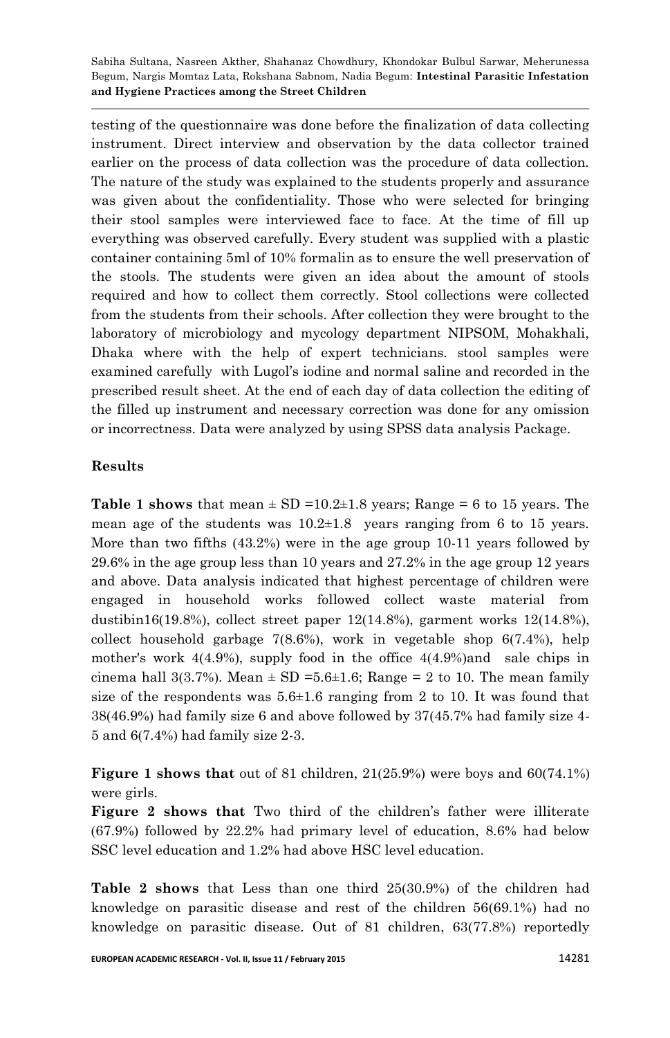testing of the questionnaire was done before the finalization of data collecting instrument. Direct interview and observation by the data collector trained earlier on the process of data collection was the procedure of data collection. The nature of the study was explained to the students properly and assurance was given about the confidentiality. Those who were selected for bringing their stool samples were interviewed face to face. At the time of fill up everything was observed carefully. Every student was supplied with a plastic container containing 5ml of 10% formalin as to ensure the well preservation of the stools. The students were given an idea about the amount of stools required and how to collect them correctly. Stool collections were collected from the students from their schools. After collection they were brought to the laboratory of microbiology and mycology department NIPSOM, Mohakhali, Dhaka where with the help of expert technicians. stool samples were examined carefully with Lugol's iodine and normal saline and recorded in the prescribed result sheet. At the end of each day of data collection the editing of the filled up instrument and necessary correction was done for any omission or incorrectness. Data were analyzed by using SPSS data analysis Package.

## Results

**Table 1 shows** that mean ± SD =10.2±1.8 years; Range = 6 to 15 years. The mean age of the students was 10.2±1.8 years ranging from 6 to 15 years. More than two fifths (43.2%) were in the age group 10-11 years followed by 29.6% in the age group less than 10 years and 27.2% in the age group 12 years and above. Data analysis indicated that highest percentage of children were engaged in household works followed collect waste material from dustibin16(19.8%), collect street paper 12(14.8%), garment works 12(14.8%), collect household garbage 7(8.6%), work in vegetable shop 6(7.4%), help mother's work 4(4.9%), supply food in the office 4(4.9%)and sale chips in cinema hall 3(3.7%). Mean ± SD =5.6±1.6; Range = 2 to 10. The mean family size of the respondents was 5.6±1.6 ranging from 2 to 10. It was found that 38(46.9%) had family size 6 and above followed by 37(45.7% had family size 4-5 and 6(7.4%) had family size 2-3.

**Figure 1 shows that** out of 81 children, 21(25.9%) were boys and 60(74.1%) were girls.

**Figure 2 shows that** Two third of the children's father were illiterate (67.9%) followed by 22.2% had primary level of education, 8.6% had below SSC level education and 1.2% had above HSC level education.

**Table 2 shows** that Less than one third 25(30.9%) of the children had knowledge on parasitic disease and rest of the children 56(69.1%) had no knowledge on parasitic disease. Out of 81 children, 63(77.8%) reportedly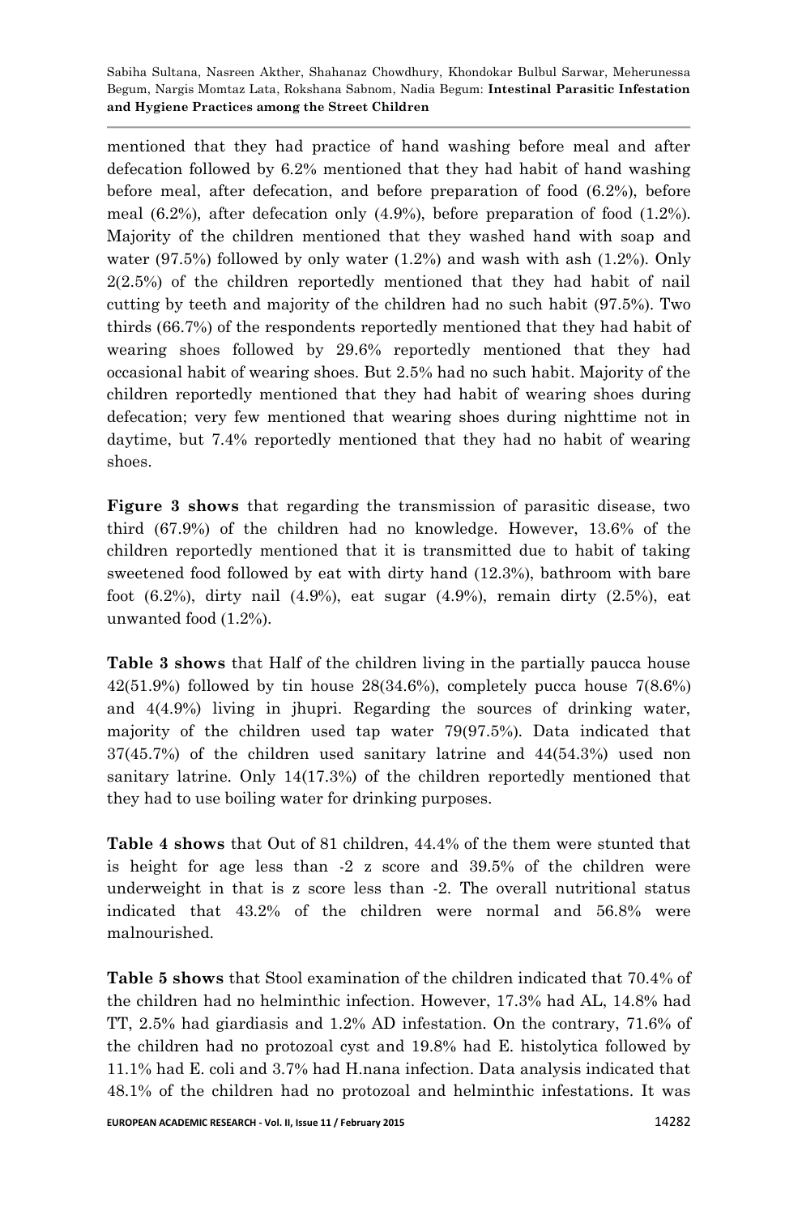mentioned that they had practice of hand washing before meal and after defecation followed by 6.2% mentioned that they had habit of hand washing before meal, after defecation, and before preparation of food (6.2%), before meal (6.2%), after defecation only (4.9%), before preparation of food (1.2%). Majority of the children mentioned that they washed hand with soap and water (97.5%) followed by only water (1.2%) and wash with ash (1.2%). Only 2(2.5%) of the children reportedly mentioned that they had habit of nail cutting by teeth and majority of the children had no such habit (97.5%). Two thirds (66.7%) of the respondents reportedly mentioned that they had habit of wearing shoes followed by 29.6% reportedly mentioned that they had occasional habit of wearing shoes. But 2.5% had no such habit. Majority of the children reportedly mentioned that they had habit of wearing shoes during defecation; very few mentioned that wearing shoes during nighttime not in daytime, but 7.4% reportedly mentioned that they had no habit of wearing shoes.

**Figure 3 shows** that regarding the transmission of parasitic disease, two third (67.9%) of the children had no knowledge. However, 13.6% of the children reportedly mentioned that it is transmitted due to habit of taking sweetened food followed by eat with dirty hand (12.3%), bathroom with bare foot (6.2%), dirty nail (4.9%), eat sugar (4.9%), remain dirty (2.5%), eat unwanted food (1.2%).

**Table 3 shows** that Half of the children living in the partially paucca house 42(51.9%) followed by tin house 28(34.6%), completely pucca house 7(8.6%) and 4(4.9%) living in jhupri. Regarding the sources of drinking water, majority of the children used tap water 79(97.5%). Data indicated that 37(45.7%) of the children used sanitary latrine and 44(54.3%) used non sanitary latrine. Only 14(17.3%) of the children reportedly mentioned that they had to use boiling water for drinking purposes.

**Table 4 shows** that Out of 81 children, 44.4% of the them were stunted that is height for age less than -2 z score and 39.5% of the children were underweight in that is z score less than -2. The overall nutritional status indicated that 43.2% of the children were normal and 56.8% were malnourished.

**Table 5 shows** that Stool examination of the children indicated that 70.4% of the children had no helminthic infection. However, 17.3% had AL, 14.8% had TT, 2.5% had giardiasis and 1.2% AD infestation. On the contrary, 71.6% of the children had no protozoal cyst and 19.8% had E. histolytica followed by 11.1% had E. coli and 3.7% had H.nana infection. Data analysis indicated that 48.1% of the children had no protozoal and helminthic infestations. It was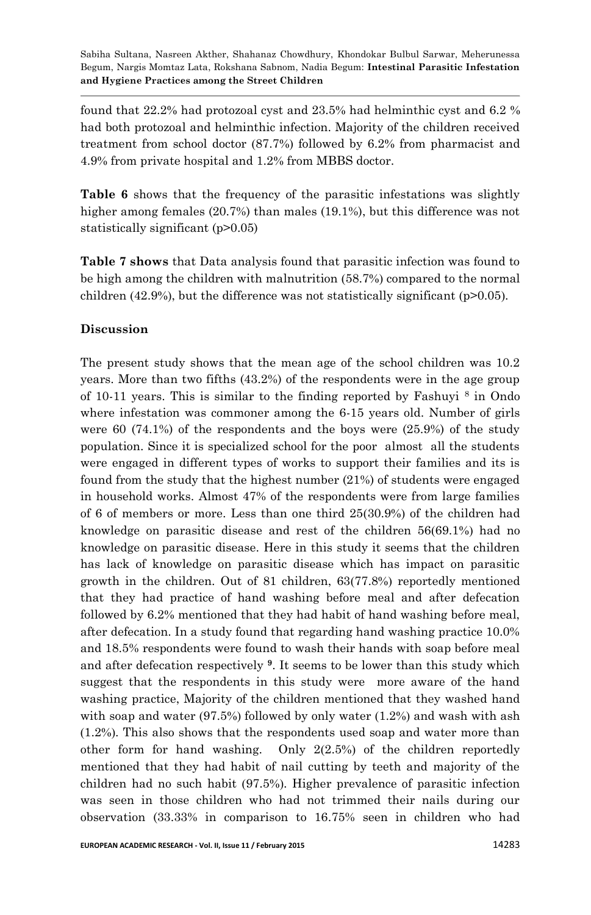found that 22.2% had protozoal cyst and 23.5% had helminthic cyst and 6.2 % had both protozoal and helminthic infection. Majority of the children received treatment from school doctor (87.7%) followed by 6.2% from pharmacist and 4.9% from private hospital and 1.2% from MBBS doctor.

**Table 6** shows that the frequency of the parasitic infestations was slightly higher among females (20.7%) than males (19.1%), but this difference was not statistically significant (p>0.05)

**Table 7 shows** that Data analysis found that parasitic infection was found to be high among the children with malnutrition (58.7%) compared to the normal children (42.9%), but the difference was not statistically significant (p>0.05).

## Discussion

The present study shows that the mean age of the school children was 10.2 years. More than two fifths (43.2%) of the respondents were in the age group of 10-11 years. This is similar to the finding reported by Fashuyi [8] in Ondo where infestation was commoner among the 6-15 years old. Number of girls were 60 (74.1%) of the respondents and the boys were (25.9%) of the study population. Since it is specialized school for the poor almost all the students were engaged in different types of works to support their families and its is found from the study that the highest number (21%) of students were engaged in household works. Almost 47% of the respondents were from large families of 6 of members or more. Less than one third 25(30.9%) of the children had knowledge on parasitic disease and rest of the children 56(69.1%) had no knowledge on parasitic disease. Here in this study it seems that the children has lack of knowledge on parasitic disease which has impact on parasitic growth in the children. Out of 81 children, 63(77.8%) reportedly mentioned that they had practice of hand washing before meal and after defecation followed by 6.2% mentioned that they had habit of hand washing before meal, after defecation. In a study found that regarding hand washing practice 10.0% and 18.5% respondents were found to wash their hands with soap before meal and after defecation respectively [9]. It seems to be lower than this study which suggest that the respondents in this study were more aware of the hand washing practice, Majority of the children mentioned that they washed hand with soap and water (97.5%) followed by only water (1.2%) and wash with ash (1.2%). This also shows that the respondents used soap and water more than other form for hand washing. Only 2(2.5%) of the children reportedly mentioned that they had habit of nail cutting by teeth and majority of the children had no such habit (97.5%). Higher prevalence of parasitic infection was seen in those children who had not trimmed their nails during our observation (33.33% in comparison to 16.75% seen in children who had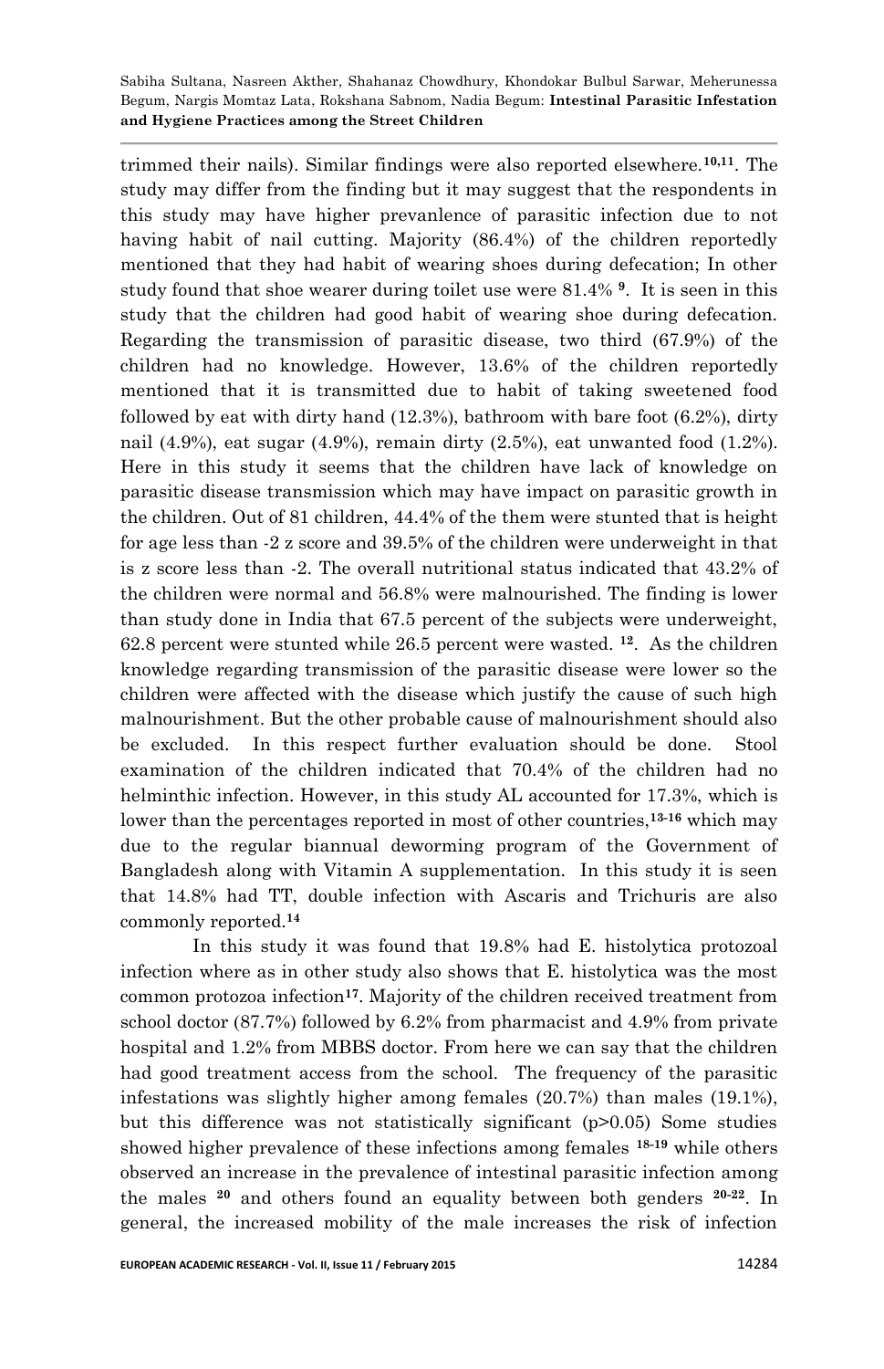trimmed their nails). Similar findings were also reported elsewhere.[10,11]. The study may differ from the finding but it may suggest that the respondents in this study may have higher prevanlence of parasitic infection due to not having habit of nail cutting. Majority (86.4%) of the children reportedly mentioned that they had habit of wearing shoes during defecation; In other study found that shoe wearer during toilet use were 81.4% [9]. It is seen in this study that the children had good habit of wearing shoe during defecation. Regarding the transmission of parasitic disease, two third (67.9%) of the children had no knowledge. However, 13.6% of the children reportedly mentioned that it is transmitted due to habit of taking sweetened food followed by eat with dirty hand (12.3%), bathroom with bare foot (6.2%), dirty nail (4.9%), eat sugar (4.9%), remain dirty (2.5%), eat unwanted food (1.2%). Here in this study it seems that the children have lack of knowledge on parasitic disease transmission which may have impact on parasitic growth in the children. Out of 81 children, 44.4% of the them were stunted that is height for age less than -2 z score and 39.5% of the children were underweight in that is z score less than -2. The overall nutritional status indicated that 43.2% of the children were normal and 56.8% were malnourished. The finding is lower than study done in India that 67.5 percent of the subjects were underweight, 62.8 percent were stunted while 26.5 percent were wasted. [12]. As the children knowledge regarding transmission of the parasitic disease were lower so the children were affected with the disease which justify the cause of such high malnourishment. But the other probable cause of malnourishment should also be excluded. In this respect further evaluation should be done. Stool examination of the children indicated that 70.4% of the children had no helminthic infection. However, in this study AL accounted for 17.3%, which is lower than the percentages reported in most of other countries,[13-16] which may due to the regular biannual deworming program of the Government of Bangladesh along with Vitamin A supplementation. In this study it is seen that 14.8% had TT, double infection with Ascaris and Trichuris are also commonly reported.[14]

In this study it was found that 19.8% had E. histolytica protozoal infection where as in other study also shows that E. histolytica was the most common protozoa infection[17]. Majority of the children received treatment from school doctor (87.7%) followed by 6.2% from pharmacist and 4.9% from private hospital and 1.2% from MBBS doctor. From here we can say that the children had good treatment access from the school. The frequency of the parasitic infestations was slightly higher among females (20.7%) than males (19.1%), but this difference was not statistically significant ($p>0.05$) Some studies showed higher prevalence of these infections among females [18-19] while others observed an increase in the prevalence of intestinal parasitic infection among the males [20] and others found an equality between both genders [20-22]. In general, the increased mobility of the male increases the risk of infection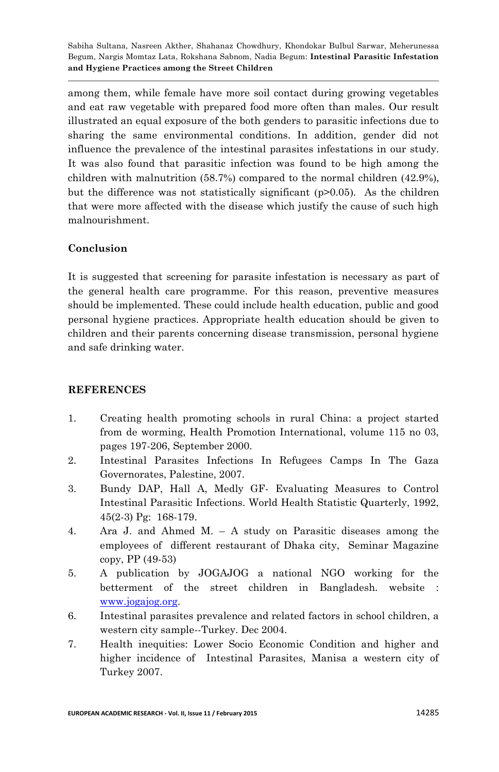among them, while female have more soil contact during growing vegetables and eat raw vegetable with prepared food more often than males. Our result illustrated an equal exposure of the both genders to parasitic infections due to sharing the same environmental conditions. In addition, gender did not influence the prevalence of the intestinal parasites infestations in our study. It was also found that parasitic infection was found to be high among the children with malnutrition (58.7%) compared to the normal children (42.9%), but the difference was not statistically significant ($p>0.05$). As the children that were more affected with the disease which justify the cause of such high malnourishment.

## Conclusion

It is suggested that screening for parasite infestation is necessary as part of the general health care programme. For this reason, preventive measures should be implemented. These could include health education, public and good personal hygiene practices. Appropriate health education should be given to children and their parents concerning disease transmission, personal hygiene and safe drinking water.

## REFERENCES

1. Creating health promoting schools in rural China: a project started from de worming, Health Promotion International, volume 115 no 03, pages 197-206, September 2000.
2. Intestinal Parasites Infections In Refugees Camps In The Gaza Governorates, Palestine, 2007.
3. Bundy DAP, Hall A, Medly GF- Evaluating Measures to Control Intestinal Parasitic Infections. World Health Statistic Quarterly, 1992, 45(2-3) Pg: 168-179.
4. Ara J. and Ahmed M. – A study on Parasitic diseases among the employees of different restaurant of Dhaka city, Seminar Magazine copy, PP (49-53)
5. A publication by JOGAJOG a national NGO working for the betterment of the street children in Bangladesh. website : www.jogajog.org.
6. Intestinal parasites prevalence and related factors in school children, a western city sample--Turkey. Dec 2004.
7. Health inequities: Lower Socio Economic Condition and higher and higher incidence of Intestinal Parasites, Manisa a western city of Turkey 2007.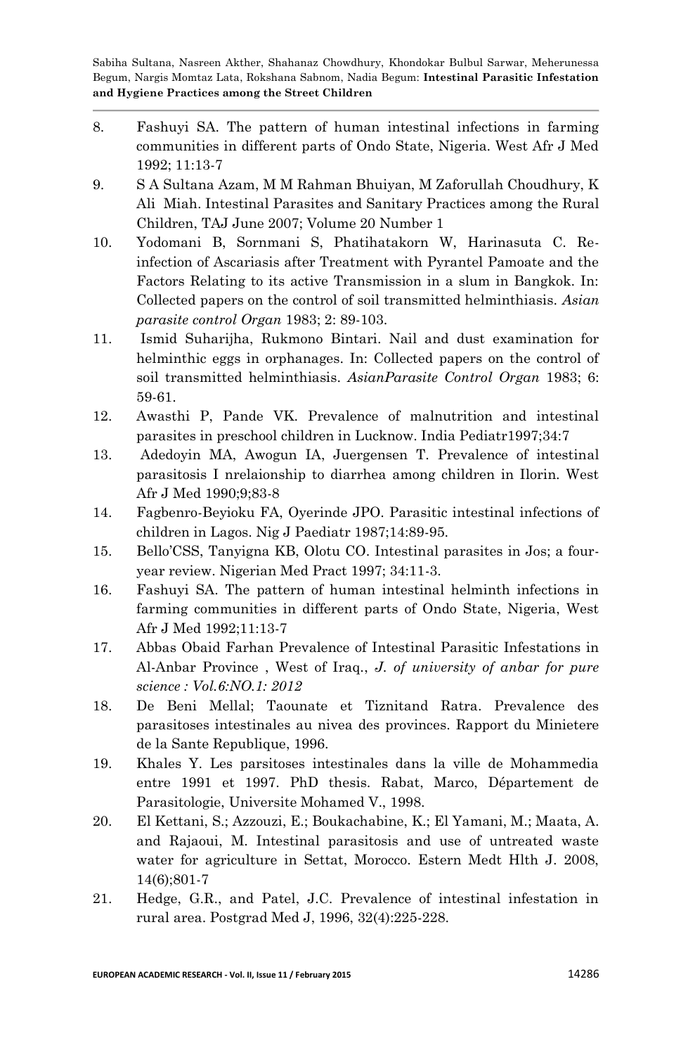8. Fashuyi SA. The pattern of human intestinal infections in farming communities in different parts of Ondo State, Nigeria. West Afr J Med 1992; 11:13-7
9. S A Sultana Azam, M M Rahman Bhuiyan, M Zaforullah Choudhury, K Ali Miah. Intestinal Parasites and Sanitary Practices among the Rural Children, TAJ June 2007; Volume 20 Number 1
10. Yodomani B, Sornmani S, Phatihatakorn W, Harinasuta C. Re-infection of Ascariasis after Treatment with Pyrantel Pamoate and the Factors Relating to its active Transmission in a slum in Bangkok. In: Collected papers on the control of soil transmitted helminthiasis. *Asian parasite control Organ* 1983; 2: 89-103.
11. Ismid Suharijha, Rukmono Bintari. Nail and dust examination for helminthic eggs in orphanages. In: Collected papers on the control of soil transmitted helminthiasis. *AsianParasite Control Organ* 1983; 6: 59-61.
12. Awasthi P, Pande VK. Prevalence of malnutrition and intestinal parasites in preschool children in Lucknow. India Pediatr1997;34:7
13. Adedoyin MA, Awogun IA, Juergensen T. Prevalence of intestinal parasitosis I nrelaionship to diarrhea among children in Ilorin. West Afr J Med 1990;9;83-8
14. Fagbenro-Beyioku FA, Oyerinde JPO. Parasitic intestinal infections of children in Lagos. Nig J Paediatr 1987;14:89-95.
15. Bello'CSS, Tanyigna KB, Olotu CO. Intestinal parasites in Jos; a four-year review. Nigerian Med Pract 1997; 34:11-3.
16. Fashuyi SA. The pattern of human intestinal helminth infections in farming communities in different parts of Ondo State, Nigeria, West Afr J Med 1992;11:13-7
17. Abbas Obaid Farhan Prevalence of Intestinal Parasitic Infestations in Al-Anbar Province , West of Iraq., *J. of university of anbar for pure science : Vol.6:NO.1: 2012*
18. De Beni Mellal; Taounate et Tiznitand Ratra. Prevalence des parasitoses intestinales au nivea des provinces. Rapport du Minietere de la Sante Republique, 1996.
19. Khales Y. Les parsitoses intestinales dans la ville de Mohammedia entre 1991 et 1997. PhD thesis. Rabat, Marco, Département de Parasitologie, Universite Mohamed V., 1998.
20. El Kettani, S.; Azzouzi, E.; Boukachabine, K.; El Yamani, M.; Maata, A. and Rajaoui, M. Intestinal parasitosis and use of untreated waste water for agriculture in Settat, Morocco. Estern Medt Hlth J. 2008, 14(6);801-7
21. Hedge, G.R., and Patel, J.C. Prevalence of intestinal infestation in rural area. Postgrad Med J, 1996, 32(4):225-228.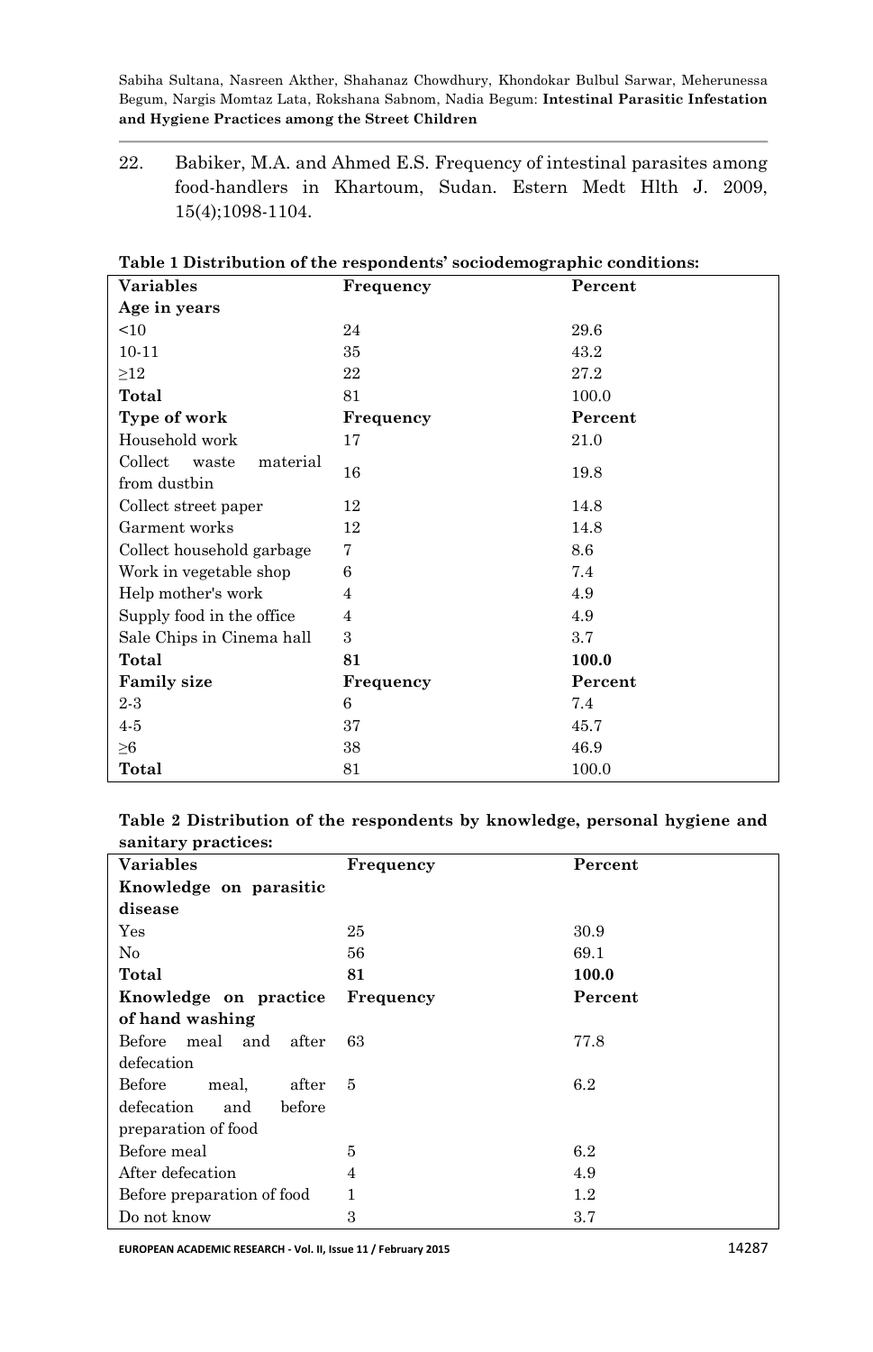22. Babiker, M.A. and Ahmed E.S. Frequency of intestinal parasites among food-handlers in Khartoum, Sudan. Estern Medt Hlth J. 2009, 15(4);1098-1104.

**Table 1 Distribution of the respondents' sociodemographic conditions:**

| Variables | Frequency | Percent |
|---|---|---|
| **Age in years** | | |
| <10 | 24 | 29.6 |
| 10-11 | 35 | 43.2 |
| ≥12 | 22 | 27.2 |
| **Total** | 81 | 100.0 |
| **Type of work** | **Frequency** | **Percent** |
| Household work | 17 | 21.0 |
| Collect waste material from dustbin | 16 | 19.8 |
| Collect street paper | 12 | 14.8 |
| Garment works | 12 | 14.8 |
| Collect household garbage | 7 | 8.6 |
| Work in vegetable shop | 6 | 7.4 |
| Help mother's work | 4 | 4.9 |
| Supply food in the office | 4 | 4.9 |
| Sale Chips in Cinema hall | 3 | 3.7 |
| **Total** | **81** | **100.0** |
| **Family size** | **Frequency** | **Percent** |
| 2-3 | 6 | 7.4 |
| 4-5 | 37 | 45.7 |
| ≥6 | 38 | 46.9 |
| **Total** | 81 | 100.0 |

**Table 2 Distribution of the respondents by knowledge, personal hygiene and sanitary practices:**

| Variables | Frequency | Percent |
|---|---|---|
| **Knowledge on parasitic disease** | | |
| Yes | 25 | 30.9 |
| No | 56 | 69.1 |
| **Total** | **81** | **100.0** |
| **Knowledge on practice of hand washing** | **Frequency** | **Percent** |
| Before meal and after defecation | 63 | 77.8 |
| Before meal, after defecation and before preparation of food | 5 | 6.2 |
| Before meal | 5 | 6.2 |
| After defecation | 4 | 4.9 |
| Before preparation of food | 1 | 1.2 |
| Do not know | 3 | 3.7 |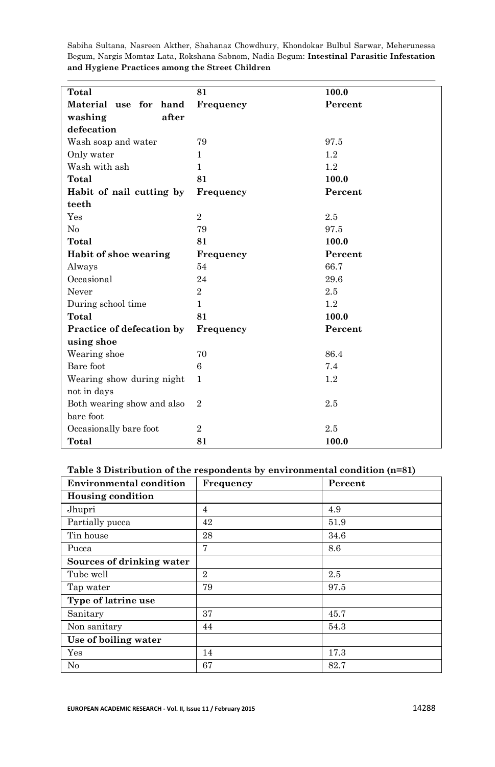| **Total** | **81** | **100.0** |
|---|---|---|
| **Material use for hand washing after defecation** | **Frequency** | **Percent** |
| Wash soap and water | 79 | 97.5 |
| Only water | 1 | 1.2 |
| Wash with ash | 1 | 1.2 |
| **Total** | **81** | **100.0** |
| **Habit of nail cutting by teeth** | **Frequency** | **Percent** |
| Yes | 2 | 2.5 |
| No | 79 | 97.5 |
| **Total** | **81** | **100.0** |
| **Habit of shoe wearing** | **Frequency** | **Percent** |
| Always | 54 | 66.7 |
| Occasional | 24 | 29.6 |
| Never | 2 | 2.5 |
| During school time | 1 | 1.2 |
| **Total** | **81** | **100.0** |
| **Practice of defecation by using shoe** | **Frequency** | **Percent** |
| Wearing shoe | 70 | 86.4 |
| Bare foot | 6 | 7.4 |
| Wearing show during night not in days | 1 | 1.2 |
| Both wearing show and also bare foot | 2 | 2.5 |
| Occasionally bare foot | 2 | 2.5 |
| **Total** | **81** | **100.0** |

**Table 3 Distribution of the respondents by environmental condition (n=81)**

| **Environmental condition** | **Frequency** | **Percent** |
|---|---|---|
| **Housing condition** | | |
| Jhupri | 4 | 4.9 |
| Partially pucca | 42 | 51.9 |
| Tin house | 28 | 34.6 |
| Pucca | 7 | 8.6 |
| **Sources of drinking water** | | |
| Tube well | 2 | 2.5 |
| Tap water | 79 | 97.5 |
| **Type of latrine use** | | |
| Sanitary | 37 | 45.7 |
| Non sanitary | 44 | 54.3 |
| **Use of boiling water** | | |
| Yes | 14 | 17.3 |
| No | 67 | 82.7 |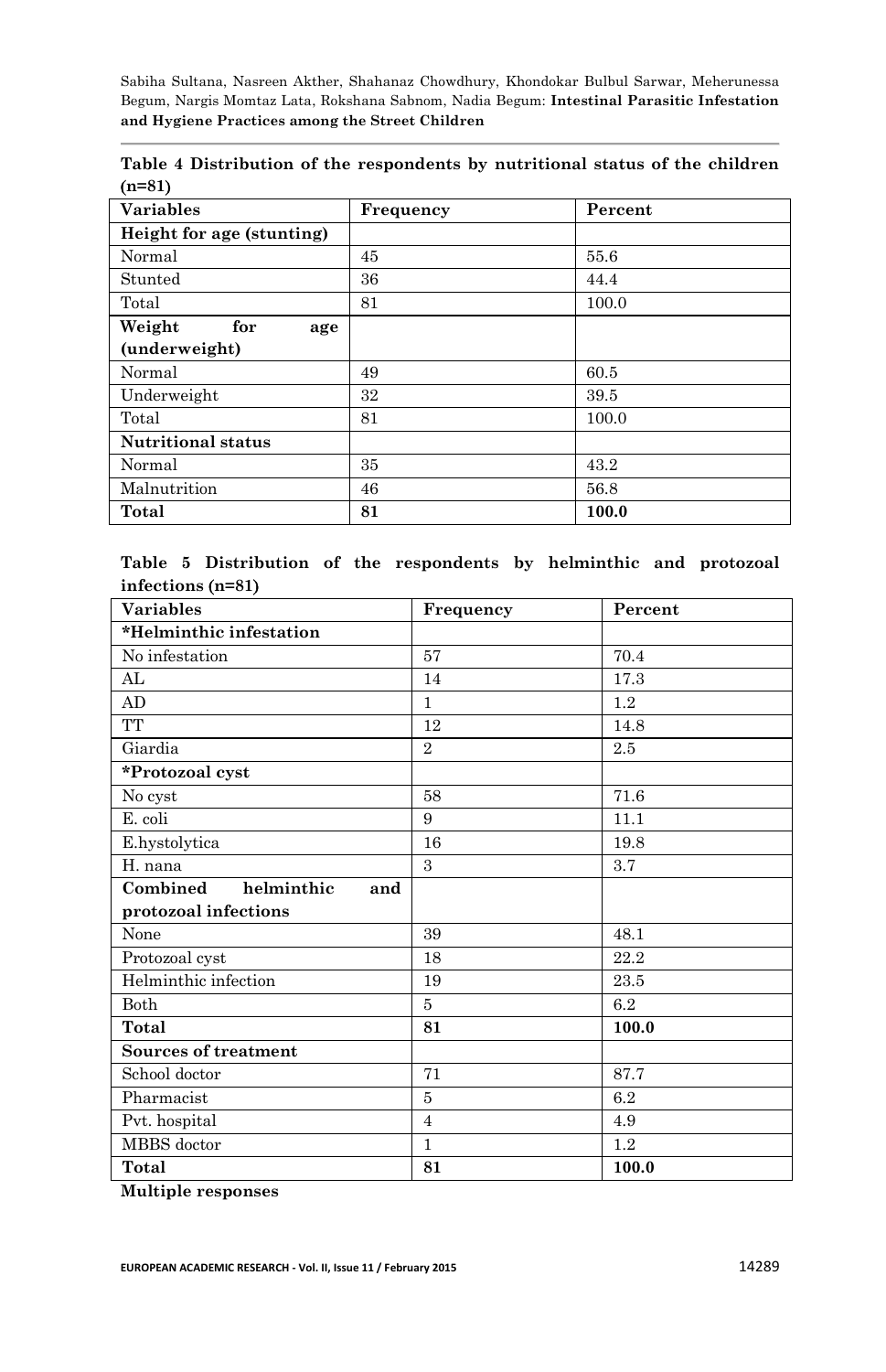**Table 4 Distribution of the respondents by nutritional status of the children (n=81)**

| Variables | Frequency | Percent |
|---|---|---|
| **Height for age (stunting)** | | |
| Normal | 45 | 55.6 |
| Stunted | 36 | 44.4 |
| Total | 81 | 100.0 |
| **Weight for age (underweight)** | | |
| Normal | 49 | 60.5 |
| Underweight | 32 | 39.5 |
| Total | 81 | 100.0 |
| **Nutritional status** | | |
| Normal | 35 | 43.2 |
| Malnutrition | 46 | 56.8 |
| **Total** | **81** | **100.0** |

**Table 5 Distribution of the respondents by helminthic and protozoal infections (n=81)**

| Variables | Frequency | Percent |
|---|---|---|
| ***Helminthic infestation** | | |
| No infestation | 57 | 70.4 |
| AL | 14 | 17.3 |
| AD | 1 | 1.2 |
| TT | 12 | 14.8 |
| Giardia | 2 | 2.5 |
| ***Protozoal cyst** | | |
| No cyst | 58 | 71.6 |
| E. coli | 9 | 11.1 |
| E.hystolytica | 16 | 19.8 |
| H. nana | 3 | 3.7 |
| **Combined helminthic and protozoal infections** | | |
| None | 39 | 48.1 |
| Protozoal cyst | 18 | 22.2 |
| Helminthic infection | 19 | 23.5 |
| Both | 5 | 6.2 |
| **Total** | **81** | **100.0** |
| **Sources of treatment** | | |
| School doctor | 71 | 87.7 |
| Pharmacist | 5 | 6.2 |
| Pvt. hospital | 4 | 4.9 |
| MBBS doctor | 1 | 1.2 |
| **Total** | **81** | **100.0** |

**Multiple responses**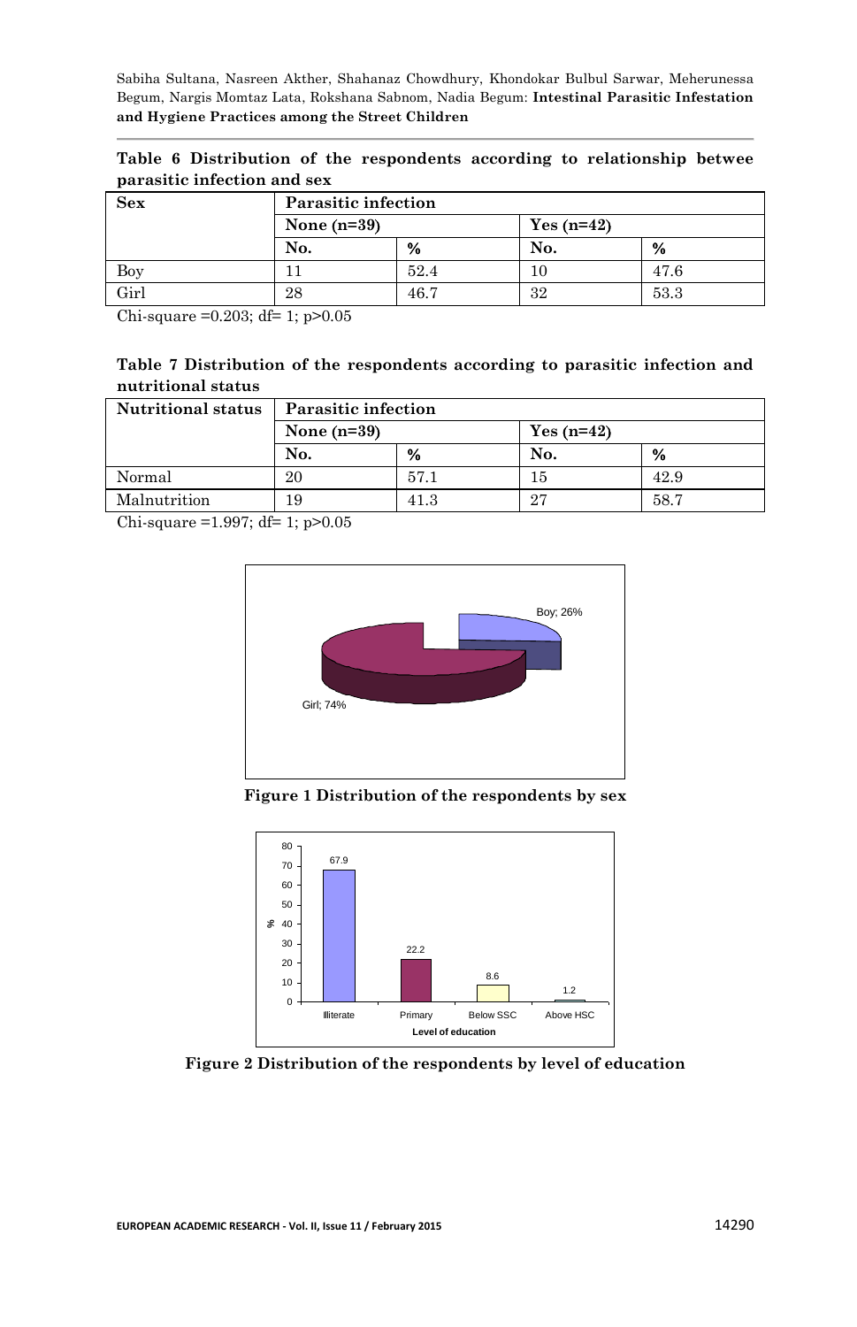**Table 6 Distribution of the respondents according to relationship betwee parasitic infection and sex**

| Sex | Parasitic infection | | | |
|---|---|---|---|---|
| | None (n=39) | | Yes (n=42) | |
| | No. | % | No. | % |
| Boy | 11 | 52.4 | 10 | 47.6 |
| Girl | 28 | 46.7 | 32 | 53.3 |

Chi-square =0.203; df= 1; p>0.05

**Table 7 Distribution of the respondents according to parasitic infection and nutritional status**

| Nutritional status | Parasitic infection | | | |
|---|---|---|---|---|
| | None (n=39) | | Yes (n=42) | |
| | No. | % | No. | % |
| Normal | 20 | 57.1 | 15 | 42.9 |
| Malnutrition | 19 | 41.3 | 27 | 58.7 |

Chi-square =1.997; df= 1; p>0.05

**Figure 1 Distribution of the respondents by sex**

**Figure 2 Distribution of the respondents by level of education**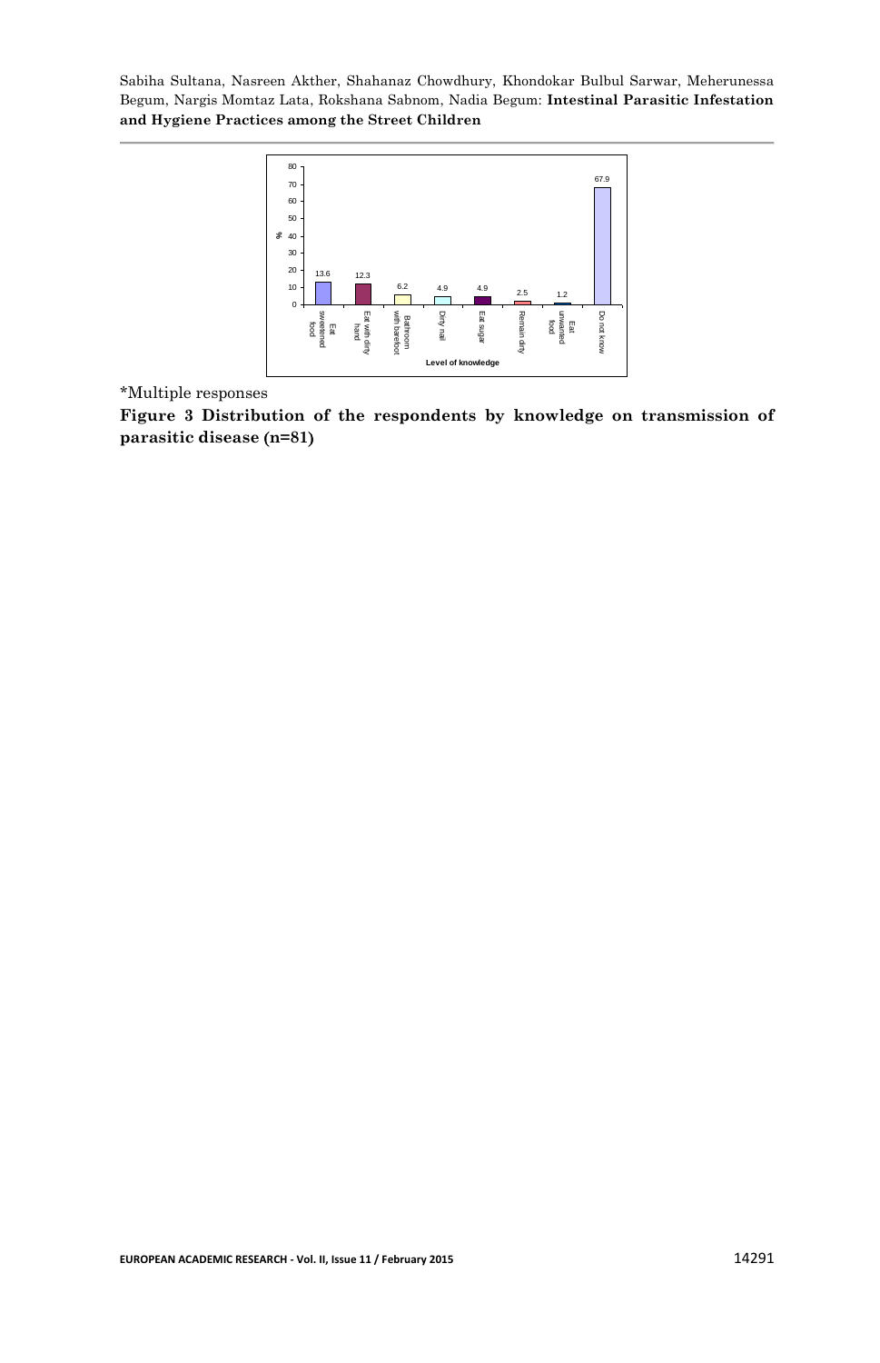80
70
60
50
%
40
30
20
10
0

13.6
12.3
6.2
4.9
4.9
2.5
1.2
67.9

Eat sweetened food
Eat with dirty hand
Bathroom with barefoot
Dirty nail
Eat sugar
Remain dirty
Eat unwashed food
Do not know

Level of knowledge

*Multiple responses

**Figure 3 Distribution of the respondents by knowledge on transmission of parasitic disease (n=81)**